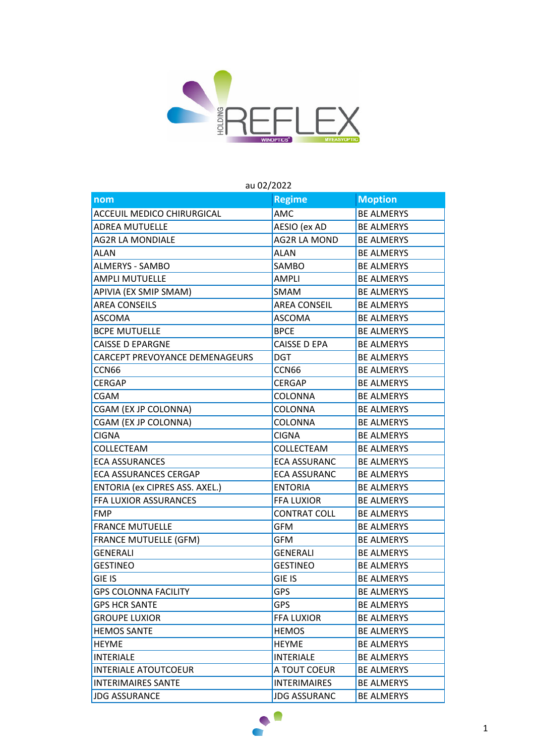au 02/2022

| nom | Regime | Moption |
|---|---|---|
| ACCEUIL MEDICO CHIRURGICAL | AMC | BE ALMERYS |
| ADREA MUTUELLE | AESIO (ex AD | BE ALMERYS |
| AG2R LA MONDIALE | AG2R LA MOND | BE ALMERYS |
| ALAN | ALAN | BE ALMERYS |
| ALMERYS - SAMBO | SAMBO | BE ALMERYS |
| AMPLI MUTUELLE | AMPLI | BE ALMERYS |
| APIVIA (EX SMIP SMAM) | SMAM | BE ALMERYS |
| AREA CONSEILS | AREA CONSEIL | BE ALMERYS |
| ASCOMA | ASCOMA | BE ALMERYS |
| BCPE MUTUELLE | BPCE | BE ALMERYS |
| CAISSE D EPARGNE | CAISSE D EPA | BE ALMERYS |
| CARCEPT PREVOYANCE DEMENAGEURS | DGT | BE ALMERYS |
| CCN66 | CCN66 | BE ALMERYS |
| CERGAP | CERGAP | BE ALMERYS |
| CGAM | COLONNA | BE ALMERYS |
| CGAM (EX JP COLONNA) | COLONNA | BE ALMERYS |
| CGAM (EX JP COLONNA) | COLONNA | BE ALMERYS |
| CIGNA | CIGNA | BE ALMERYS |
| COLLECTEAM | COLLECTEAM | BE ALMERYS |
| ECA ASSURANCES | ECA ASSURANC | BE ALMERYS |
| ECA ASSURANCES CERGAP | ECA ASSURANC | BE ALMERYS |
| ENTORIA (ex CIPRES ASS. AXEL.) | ENTORIA | BE ALMERYS |
| FFA LUXIOR ASSURANCES | FFA LUXIOR | BE ALMERYS |
| FMP | CONTRAT COLL | BE ALMERYS |
| FRANCE MUTUELLE | GFM | BE ALMERYS |
| FRANCE MUTUELLE (GFM) | GFM | BE ALMERYS |
| GENERALI | GENERALI | BE ALMERYS |
| GESTINEO | GESTINEO | BE ALMERYS |
| GIE IS | GIE IS | BE ALMERYS |
| GPS COLONNA FACILITY | GPS | BE ALMERYS |
| GPS HCR SANTE | GPS | BE ALMERYS |
| GROUPE LUXIOR | FFA LUXIOR | BE ALMERYS |
| HEMOS SANTE | HEMOS | BE ALMERYS |
| HEYME | HEYME | BE ALMERYS |
| INTERIALE | INTERIALE | BE ALMERYS |
| INTERIALE ATOUTCOEUR | A TOUT COEUR | BE ALMERYS |
| INTERIMAIRES SANTE | INTERIMAIRES | BE ALMERYS |
| JDG ASSURANCE | JDG ASSURANC | BE ALMERYS |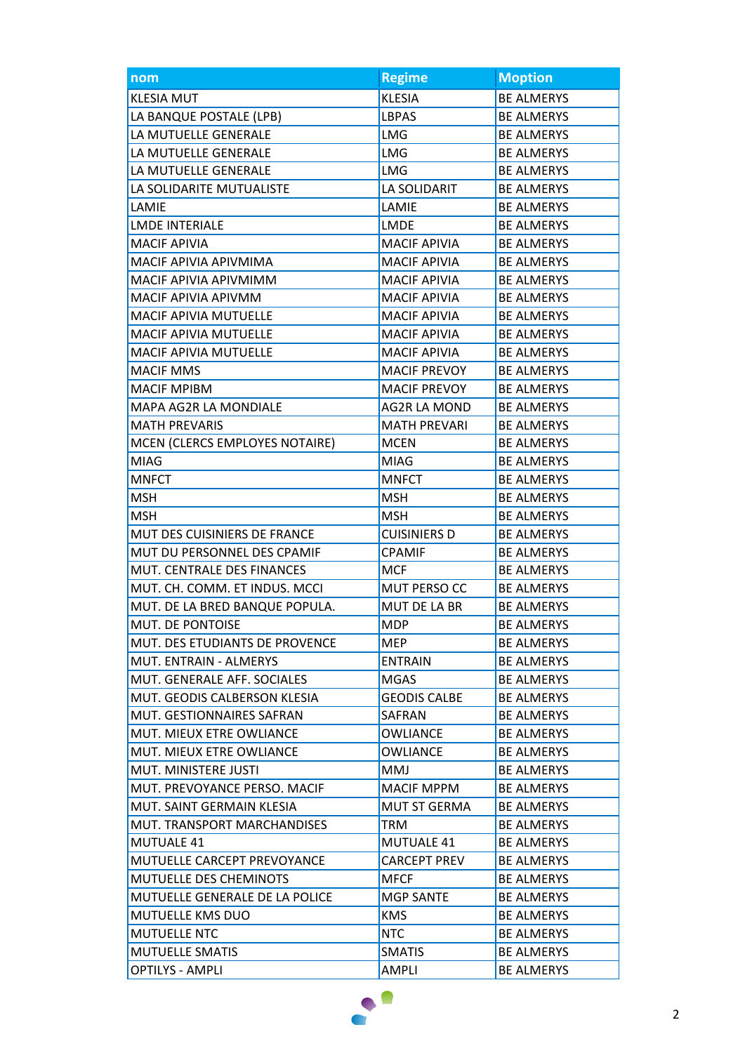| nom | Regime | Moption |
|---|---|---|
| KLESIA MUT | KLESIA | BE ALMERYS |
| LA BANQUE POSTALE (LPB) | LBPAS | BE ALMERYS |
| LA MUTUELLE GENERALE | LMG | BE ALMERYS |
| LA MUTUELLE GENERALE | LMG | BE ALMERYS |
| LA MUTUELLE GENERALE | LMG | BE ALMERYS |
| LA SOLIDARITE MUTUALISTE | LA SOLIDARIT | BE ALMERYS |
| LAMIE | LAMIE | BE ALMERYS |
| LMDE INTERIALE | LMDE | BE ALMERYS |
| MACIF APIVIA | MACIF APIVIA | BE ALMERYS |
| MACIF APIVIA APIVMIMA | MACIF APIVIA | BE ALMERYS |
| MACIF APIVIA APIVMIMM | MACIF APIVIA | BE ALMERYS |
| MACIF APIVIA APIVMM | MACIF APIVIA | BE ALMERYS |
| MACIF APIVIA MUTUELLE | MACIF APIVIA | BE ALMERYS |
| MACIF APIVIA MUTUELLE | MACIF APIVIA | BE ALMERYS |
| MACIF APIVIA MUTUELLE | MACIF APIVIA | BE ALMERYS |
| MACIF MMS | MACIF PREVOY | BE ALMERYS |
| MACIF MPIBM | MACIF PREVOY | BE ALMERYS |
| MAPA AG2R LA MONDIALE | AG2R LA MOND | BE ALMERYS |
| MATH PREVARIS | MATH PREVARI | BE ALMERYS |
| MCEN (CLERCS EMPLOYES NOTAIRE) | MCEN | BE ALMERYS |
| MIAG | MIAG | BE ALMERYS |
| MNFCT | MNFCT | BE ALMERYS |
| MSH | MSH | BE ALMERYS |
| MSH | MSH | BE ALMERYS |
| MUT DES CUISINIERS DE FRANCE | CUISINIERS D | BE ALMERYS |
| MUT DU PERSONNEL DES CPAMIF | CPAMIF | BE ALMERYS |
| MUT. CENTRALE DES FINANCES | MCF | BE ALMERYS |
| MUT. CH. COMM. ET INDUS. MCCI | MUT PERSO CC | BE ALMERYS |
| MUT. DE LA BRED BANQUE POPULA. | MUT DE LA BR | BE ALMERYS |
| MUT. DE PONTOISE | MDP | BE ALMERYS |
| MUT. DES ETUDIANTS DE PROVENCE | MEP | BE ALMERYS |
| MUT. ENTRAIN - ALMERYS | ENTRAIN | BE ALMERYS |
| MUT. GENERALE AFF. SOCIALES | MGAS | BE ALMERYS |
| MUT. GEODIS CALBERSON KLESIA | GEODIS CALBE | BE ALMERYS |
| MUT. GESTIONNAIRES SAFRAN | SAFRAN | BE ALMERYS |
| MUT. MIEUX ETRE OWLIANCE | OWLIANCE | BE ALMERYS |
| MUT. MIEUX ETRE OWLIANCE | OWLIANCE | BE ALMERYS |
| MUT. MINISTERE JUSTI | MMJ | BE ALMERYS |
| MUT. PREVOYANCE PERSO. MACIF | MACIF MPPM | BE ALMERYS |
| MUT. SAINT GERMAIN KLESIA | MUT ST GERMA | BE ALMERYS |
| MUT. TRANSPORT MARCHANDISES | TRM | BE ALMERYS |
| MUTUALE 41 | MUTUALE 41 | BE ALMERYS |
| MUTUELLE CARCEPT PREVOYANCE | CARCEPT PREV | BE ALMERYS |
| MUTUELLE DES CHEMINOTS | MFCF | BE ALMERYS |
| MUTUELLE GENERALE DE LA POLICE | MGP SANTE | BE ALMERYS |
| MUTUELLE KMS DUO | KMS | BE ALMERYS |
| MUTUELLE NTC | NTC | BE ALMERYS |
| MUTUELLE SMATIS | SMATIS | BE ALMERYS |
| OPTILYS - AMPLI | AMPLI | BE ALMERYS |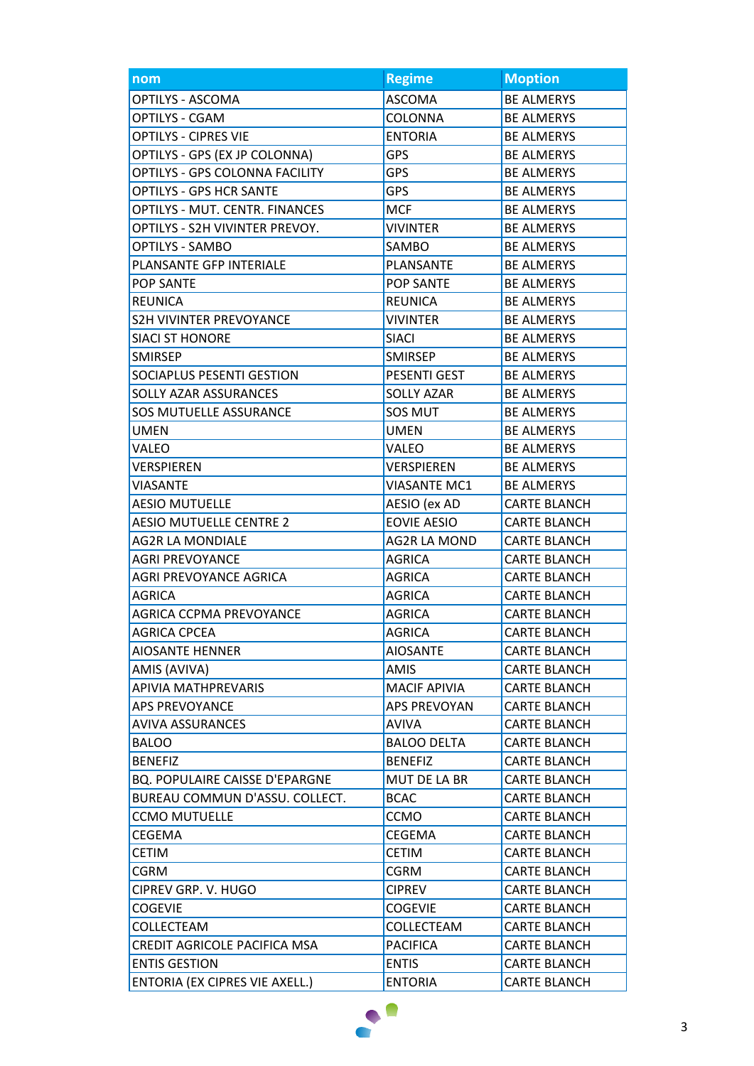| nom | Regime | Moption |
|---|---|---|
| OPTILYS - ASCOMA | ASCOMA | BE ALMERYS |
| OPTILYS - CGAM | COLONNA | BE ALMERYS |
| OPTILYS - CIPRES VIE | ENTORIA | BE ALMERYS |
| OPTILYS - GPS (EX JP COLONNA) | GPS | BE ALMERYS |
| OPTILYS - GPS COLONNA FACILITY | GPS | BE ALMERYS |
| OPTILYS - GPS HCR SANTE | GPS | BE ALMERYS |
| OPTILYS - MUT. CENTR. FINANCES | MCF | BE ALMERYS |
| OPTILYS - S2H VIVINTER PREVOY. | VIVINTER | BE ALMERYS |
| OPTILYS - SAMBO | SAMBO | BE ALMERYS |
| PLANSANTE GFP INTERIALE | PLANSANTE | BE ALMERYS |
| POP SANTE | POP SANTE | BE ALMERYS |
| REUNICA | REUNICA | BE ALMERYS |
| S2H VIVINTER PREVOYANCE | VIVINTER | BE ALMERYS |
| SIACI ST HONORE | SIACI | BE ALMERYS |
| SMIRSEP | SMIRSEP | BE ALMERYS |
| SOCIAPLUS PESENTI GESTION | PESENTI GEST | BE ALMERYS |
| SOLLY AZAR ASSURANCES | SOLLY AZAR | BE ALMERYS |
| SOS MUTUELLE ASSURANCE | SOS MUT | BE ALMERYS |
| UMEN | UMEN | BE ALMERYS |
| VALEO | VALEO | BE ALMERYS |
| VERSPIEREN | VERSPIEREN | BE ALMERYS |
| VIASANTE | VIASANTE MC1 | BE ALMERYS |
| AESIO MUTUELLE | AESIO (ex AD | CARTE BLANCH |
| AESIO MUTUELLE CENTRE 2 | EOVIE AESIO | CARTE BLANCH |
| AG2R LA MONDIALE | AG2R LA MOND | CARTE BLANCH |
| AGRI PREVOYANCE | AGRICA | CARTE BLANCH |
| AGRI PREVOYANCE AGRICA | AGRICA | CARTE BLANCH |
| AGRICA | AGRICA | CARTE BLANCH |
| AGRICA CCPMA PREVOYANCE | AGRICA | CARTE BLANCH |
| AGRICA CPCEA | AGRICA | CARTE BLANCH |
| AIOSANTE HENNER | AIOSANTE | CARTE BLANCH |
| AMIS (AVIVA) | AMIS | CARTE BLANCH |
| APIVIA MATHPREVARIS | MACIF APIVIA | CARTE BLANCH |
| APS PREVOYANCE | APS PREVOYAN | CARTE BLANCH |
| AVIVA ASSURANCES | AVIVA | CARTE BLANCH |
| BALOO | BALOO DELTA | CARTE BLANCH |
| BENEFIZ | BENEFIZ | CARTE BLANCH |
| BQ. POPULAIRE CAISSE D'EPARGNE | MUT DE LA BR | CARTE BLANCH |
| BUREAU COMMUN D'ASSU. COLLECT. | BCAC | CARTE BLANCH |
| CCMO MUTUELLE | CCMO | CARTE BLANCH |
| CEGEMA | CEGEMA | CARTE BLANCH |
| CETIM | CETIM | CARTE BLANCH |
| CGRM | CGRM | CARTE BLANCH |
| CIPREV GRP. V. HUGO | CIPREV | CARTE BLANCH |
| COGEVIE | COGEVIE | CARTE BLANCH |
| COLLECTEAM | COLLECTEAM | CARTE BLANCH |
| CREDIT AGRICOLE PACIFICA MSA | PACIFICA | CARTE BLANCH |
| ENTIS GESTION | ENTIS | CARTE BLANCH |
| ENTORIA (EX CIPRES VIE AXELL.) | ENTORIA | CARTE BLANCH |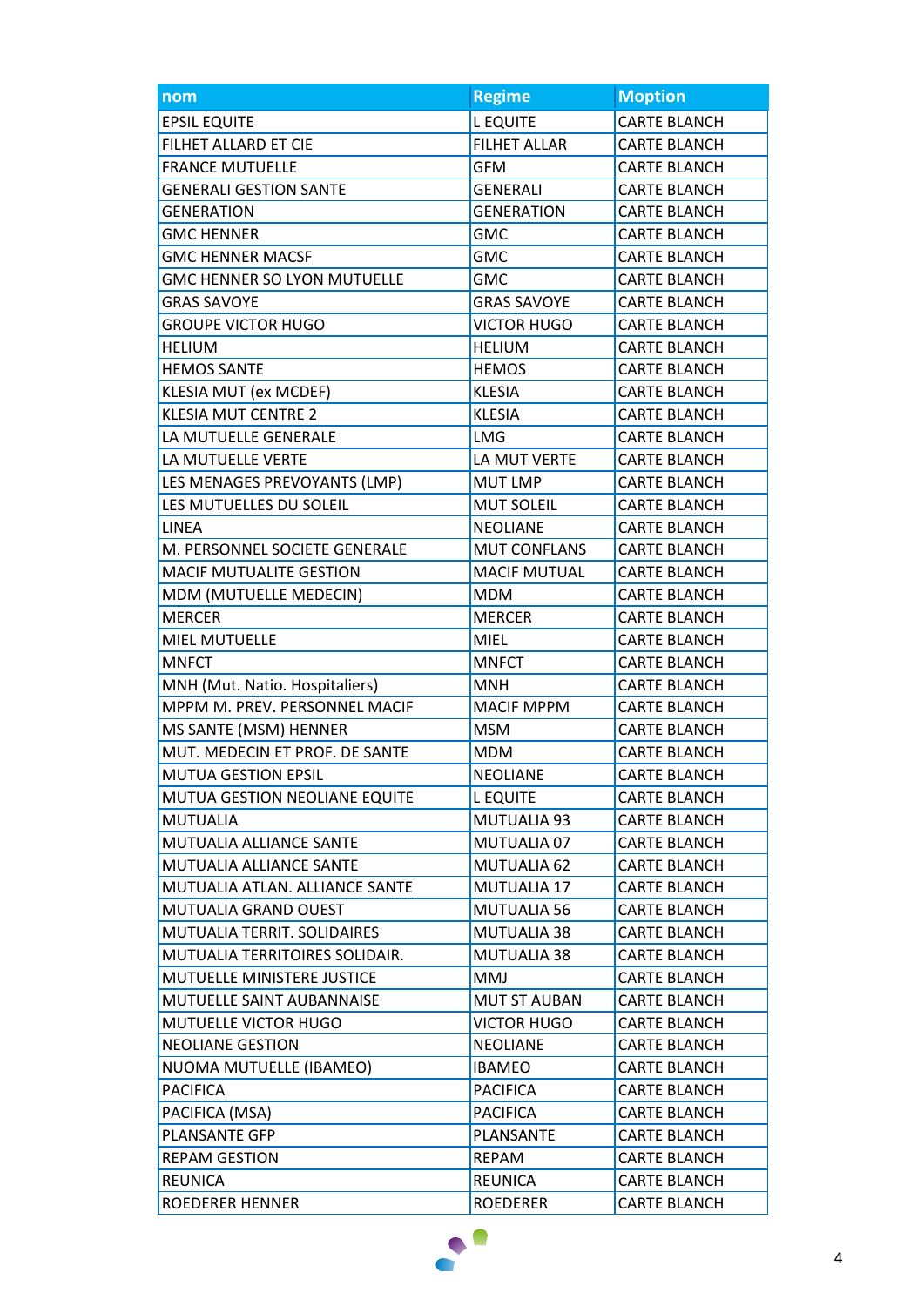| nom | Regime | Moption |
|---|---|---|
| EPSIL EQUITE | L EQUITE | CARTE BLANCH |
| FILHET ALLARD ET CIE | FILHET ALLAR | CARTE BLANCH |
| FRANCE MUTUELLE | GFM | CARTE BLANCH |
| GENERALI GESTION SANTE | GENERALI | CARTE BLANCH |
| GENERATION | GENERATION | CARTE BLANCH |
| GMC HENNER | GMC | CARTE BLANCH |
| GMC HENNER MACSF | GMC | CARTE BLANCH |
| GMC HENNER SO LYON MUTUELLE | GMC | CARTE BLANCH |
| GRAS SAVOYE | GRAS SAVOYE | CARTE BLANCH |
| GROUPE VICTOR HUGO | VICTOR HUGO | CARTE BLANCH |
| HELIUM | HELIUM | CARTE BLANCH |
| HEMOS SANTE | HEMOS | CARTE BLANCH |
| KLESIA MUT (ex MCDEF) | KLESIA | CARTE BLANCH |
| KLESIA MUT CENTRE 2 | KLESIA | CARTE BLANCH |
| LA MUTUELLE GENERALE | LMG | CARTE BLANCH |
| LA MUTUELLE VERTE | LA MUT VERTE | CARTE BLANCH |
| LES MENAGES PREVOYANTS (LMP) | MUT LMP | CARTE BLANCH |
| LES MUTUELLES DU SOLEIL | MUT SOLEIL | CARTE BLANCH |
| LINEA | NEOLIANE | CARTE BLANCH |
| M. PERSONNEL SOCIETE GENERALE | MUT CONFLANS | CARTE BLANCH |
| MACIF MUTUALITE GESTION | MACIF MUTUAL | CARTE BLANCH |
| MDM (MUTUELLE MEDECIN) | MDM | CARTE BLANCH |
| MERCER | MERCER | CARTE BLANCH |
| MIEL MUTUELLE | MIEL | CARTE BLANCH |
| MNFCT | MNFCT | CARTE BLANCH |
| MNH (Mut. Natio. Hospitaliers) | MNH | CARTE BLANCH |
| MPPM M. PREV. PERSONNEL MACIF | MACIF MPPM | CARTE BLANCH |
| MS SANTE (MSM) HENNER | MSM | CARTE BLANCH |
| MUT. MEDECIN ET PROF. DE SANTE | MDM | CARTE BLANCH |
| MUTUA GESTION EPSIL | NEOLIANE | CARTE BLANCH |
| MUTUA GESTION NEOLIANE EQUITE | L EQUITE | CARTE BLANCH |
| MUTUALIA | MUTUALIA 93 | CARTE BLANCH |
| MUTUALIA ALLIANCE SANTE | MUTUALIA 07 | CARTE BLANCH |
| MUTUALIA ALLIANCE SANTE | MUTUALIA 62 | CARTE BLANCH |
| MUTUALIA ATLAN. ALLIANCE SANTE | MUTUALIA 17 | CARTE BLANCH |
| MUTUALIA GRAND OUEST | MUTUALIA 56 | CARTE BLANCH |
| MUTUALIA TERRIT. SOLIDAIRES | MUTUALIA 38 | CARTE BLANCH |
| MUTUALIA TERRITOIRES SOLIDAIR. | MUTUALIA 38 | CARTE BLANCH |
| MUTUELLE MINISTERE JUSTICE | MMJ | CARTE BLANCH |
| MUTUELLE SAINT AUBANNAISE | MUT ST AUBAN | CARTE BLANCH |
| MUTUELLE VICTOR HUGO | VICTOR HUGO | CARTE BLANCH |
| NEOLIANE GESTION | NEOLIANE | CARTE BLANCH |
| NUOMA MUTUELLE (IBAMEO) | IBAMEO | CARTE BLANCH |
| PACIFICA | PACIFICA | CARTE BLANCH |
| PACIFICA (MSA) | PACIFICA | CARTE BLANCH |
| PLANSANTE GFP | PLANSANTE | CARTE BLANCH |
| REPAM GESTION | REPAM | CARTE BLANCH |
| REUNICA | REUNICA | CARTE BLANCH |
| ROEDERER HENNER | ROEDERER | CARTE BLANCH |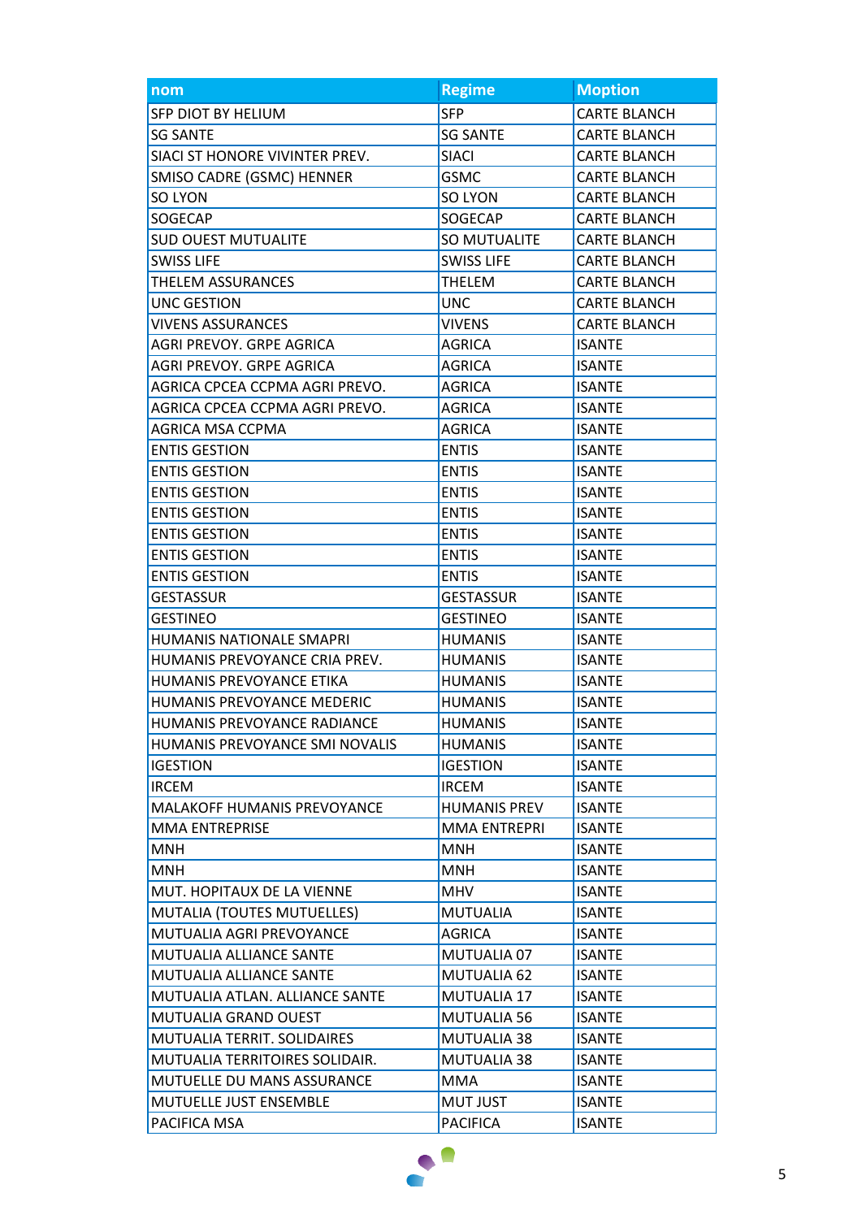| nom | Regime | Moption |
|---|---|---|
| SFP DIOT BY HELIUM | SFP | CARTE BLANCH |
| SG SANTE | SG SANTE | CARTE BLANCH |
| SIACI ST HONORE VIVINTER PREV. | SIACI | CARTE BLANCH |
| SMISO CADRE (GSMC) HENNER | GSMC | CARTE BLANCH |
| SO LYON | SO LYON | CARTE BLANCH |
| SOGECAP | SOGECAP | CARTE BLANCH |
| SUD OUEST MUTUALITE | SO MUTUALITE | CARTE BLANCH |
| SWISS LIFE | SWISS LIFE | CARTE BLANCH |
| THELEM ASSURANCES | THELEM | CARTE BLANCH |
| UNC GESTION | UNC | CARTE BLANCH |
| VIVENS ASSURANCES | VIVENS | CARTE BLANCH |
| AGRI PREVOY. GRPE AGRICA | AGRICA | ISANTE |
| AGRI PREVOY. GRPE AGRICA | AGRICA | ISANTE |
| AGRICA CPCEA CCPMA AGRI PREVO. | AGRICA | ISANTE |
| AGRICA CPCEA CCPMA AGRI PREVO. | AGRICA | ISANTE |
| AGRICA MSA CCPMA | AGRICA | ISANTE |
| ENTIS GESTION | ENTIS | ISANTE |
| ENTIS GESTION | ENTIS | ISANTE |
| ENTIS GESTION | ENTIS | ISANTE |
| ENTIS GESTION | ENTIS | ISANTE |
| ENTIS GESTION | ENTIS | ISANTE |
| ENTIS GESTION | ENTIS | ISANTE |
| ENTIS GESTION | ENTIS | ISANTE |
| GESTASSUR | GESTASSUR | ISANTE |
| GESTINEO | GESTINEO | ISANTE |
| HUMANIS NATIONALE SMAPRI | HUMANIS | ISANTE |
| HUMANIS PREVOYANCE CRIA PREV. | HUMANIS | ISANTE |
| HUMANIS PREVOYANCE ETIKA | HUMANIS | ISANTE |
| HUMANIS PREVOYANCE MEDERIC | HUMANIS | ISANTE |
| HUMANIS PREVOYANCE RADIANCE | HUMANIS | ISANTE |
| HUMANIS PREVOYANCE SMI NOVALIS | HUMANIS | ISANTE |
| IGESTION | IGESTION | ISANTE |
| IRCEM | IRCEM | ISANTE |
| MALAKOFF HUMANIS PREVOYANCE | HUMANIS PREV | ISANTE |
| MMA ENTREPRISE | MMA ENTREPRI | ISANTE |
| MNH | MNH | ISANTE |
| MNH | MNH | ISANTE |
| MUT. HOPITAUX DE LA VIENNE | MHV | ISANTE |
| MUTALIA (TOUTES MUTUELLES) | MUTUALIA | ISANTE |
| MUTUALIA AGRI PREVOYANCE | AGRICA | ISANTE |
| MUTUALIA ALLIANCE SANTE | MUTUALIA 07 | ISANTE |
| MUTUALIA ALLIANCE SANTE | MUTUALIA 62 | ISANTE |
| MUTUALIA ATLAN. ALLIANCE SANTE | MUTUALIA 17 | ISANTE |
| MUTUALIA GRAND OUEST | MUTUALIA 56 | ISANTE |
| MUTUALIA TERRIT. SOLIDAIRES | MUTUALIA 38 | ISANTE |
| MUTUALIA TERRITOIRES SOLIDAIR. | MUTUALIA 38 | ISANTE |
| MUTUELLE DU MANS ASSURANCE | MMA | ISANTE |
| MUTUELLE JUST ENSEMBLE | MUT JUST | ISANTE |
| PACIFICA MSA | PACIFICA | ISANTE |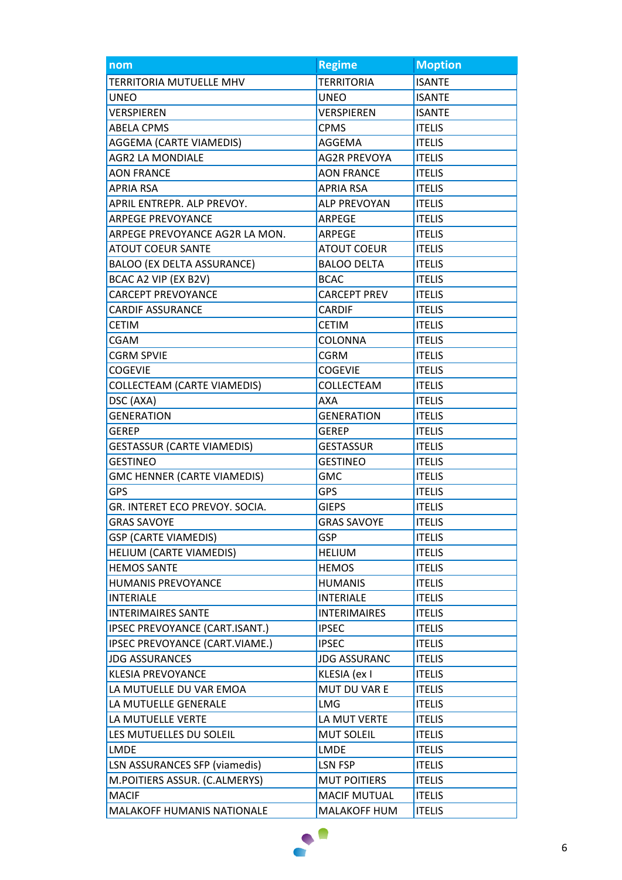| nom | Regime | Moption |
| --- | --- | --- |
| TERRITORIA MUTUELLE MHV | TERRITORIA | ISANTE |
| UNEO | UNEO | ISANTE |
| VERSPIEREN | VERSPIEREN | ISANTE |
| ABELA CPMS | CPMS | ITELIS |
| AGGEMA (CARTE VIAMEDIS) | AGGEMA | ITELIS |
| AGR2 LA MONDIALE | AG2R PREVOYA | ITELIS |
| AON FRANCE | AON FRANCE | ITELIS |
| APRIA RSA | APRIA RSA | ITELIS |
| APRIL ENTREPR. ALP PREVOY. | ALP PREVOYAN | ITELIS |
| ARPEGE PREVOYANCE | ARPEGE | ITELIS |
| ARPEGE PREVOYANCE AG2R LA MON. | ARPEGE | ITELIS |
| ATOUT COEUR SANTE | ATOUT COEUR | ITELIS |
| BALOO (EX DELTA ASSURANCE) | BALOO DELTA | ITELIS |
| BCAC A2 VIP (EX B2V) | BCAC | ITELIS |
| CARCEPT PREVOYANCE | CARCEPT PREV | ITELIS |
| CARDIF ASSURANCE | CARDIF | ITELIS |
| CETIM | CETIM | ITELIS |
| CGAM | COLONNA | ITELIS |
| CGRM SPVIE | CGRM | ITELIS |
| COGEVIE | COGEVIE | ITELIS |
| COLLECTEAM (CARTE VIAMEDIS) | COLLECTEAM | ITELIS |
| DSC (AXA) | AXA | ITELIS |
| GENERATION | GENERATION | ITELIS |
| GEREP | GEREP | ITELIS |
| GESTASSUR (CARTE VIAMEDIS) | GESTASSUR | ITELIS |
| GESTINEO | GESTINEO | ITELIS |
| GMC HENNER (CARTE VIAMEDIS) | GMC | ITELIS |
| GPS | GPS | ITELIS |
| GR. INTERET ECO PREVOY. SOCIA. | GIEPS | ITELIS |
| GRAS SAVOYE | GRAS SAVOYE | ITELIS |
| GSP (CARTE VIAMEDIS) | GSP | ITELIS |
| HELIUM (CARTE VIAMEDIS) | HELIUM | ITELIS |
| HEMOS SANTE | HEMOS | ITELIS |
| HUMANIS PREVOYANCE | HUMANIS | ITELIS |
| INTERIALE | INTERIALE | ITELIS |
| INTERIMAIRES SANTE | INTERIMAIRES | ITELIS |
| IPSEC PREVOYANCE (CART.ISANT.) | IPSEC | ITELIS |
| IPSEC PREVOYANCE (CART.VIAME.) | IPSEC | ITELIS |
| JDG ASSURANCES | JDG ASSURANC | ITELIS |
| KLESIA PREVOYANCE | KLESIA (ex I | ITELIS |
| LA MUTUELLE DU VAR EMOA | MUT DU VAR E | ITELIS |
| LA MUTUELLE GENERALE | LMG | ITELIS |
| LA MUTUELLE VERTE | LA MUT VERTE | ITELIS |
| LES MUTUELLES DU SOLEIL | MUT SOLEIL | ITELIS |
| LMDE | LMDE | ITELIS |
| LSN ASSURANCES SFP (viamedis) | LSN FSP | ITELIS |
| M.POITIERS ASSUR. (C.ALMERYS) | MUT POITIERS | ITELIS |
| MACIF | MACIF MUTUAL | ITELIS |
| MALAKOFF HUMANIS NATIONALE | MALAKOFF HUM | ITELIS |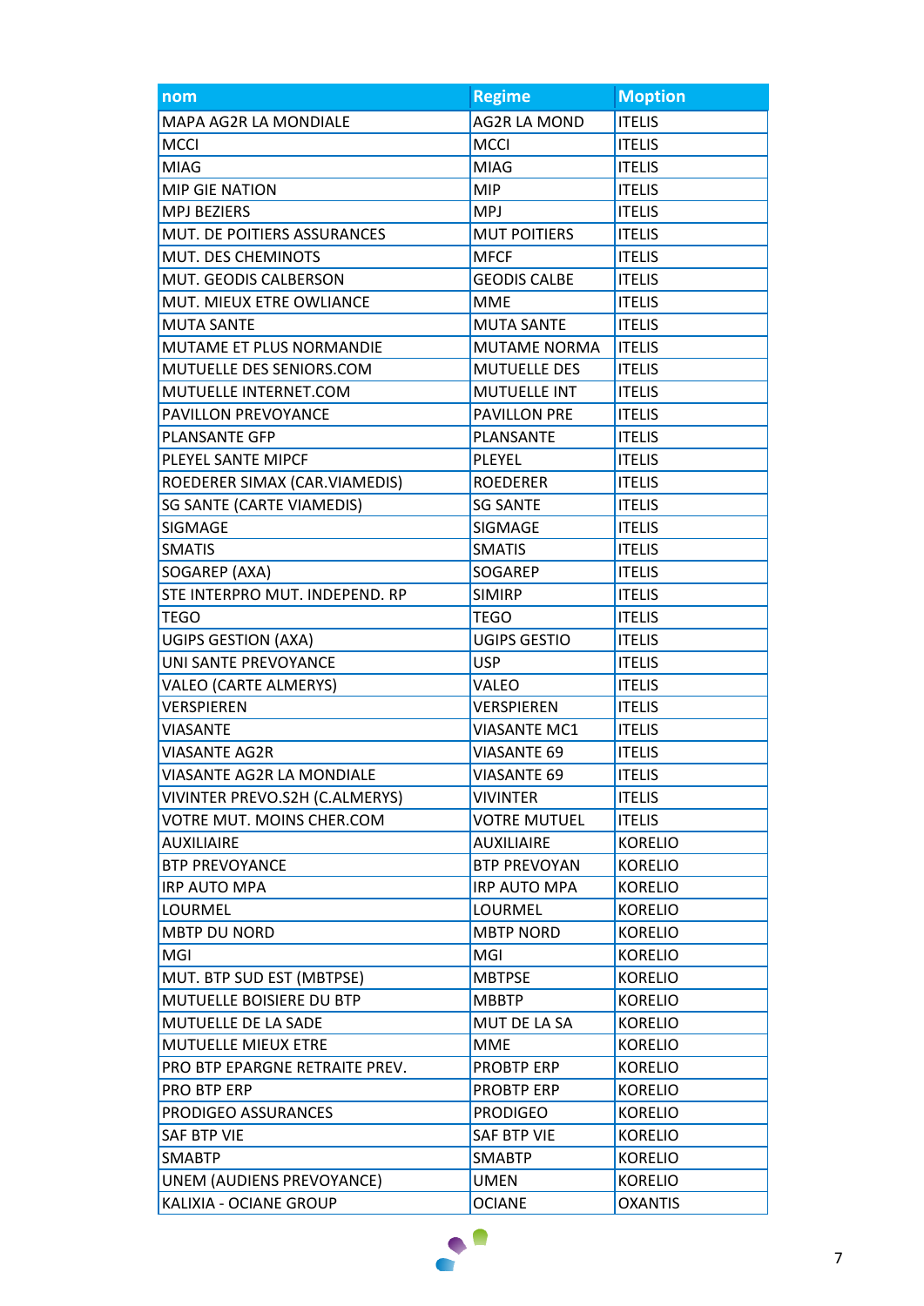| nom | Regime | Moption |
|---|---|---|
| MAPA AG2R LA MONDIALE | AG2R LA MOND | ITELIS |
| MCCI | MCCI | ITELIS |
| MIAG | MIAG | ITELIS |
| MIP GIE NATION | MIP | ITELIS |
| MPJ BEZIERS | MPJ | ITELIS |
| MUT. DE POITIERS ASSURANCES | MUT POITIERS | ITELIS |
| MUT. DES CHEMINOTS | MFCF | ITELIS |
| MUT. GEODIS CALBERSON | GEODIS CALBE | ITELIS |
| MUT. MIEUX ETRE OWLIANCE | MME | ITELIS |
| MUTA SANTE | MUTA SANTE | ITELIS |
| MUTAME ET PLUS NORMANDIE | MUTAME NORMA | ITELIS |
| MUTUELLE DES SENIORS.COM | MUTUELLE DES | ITELIS |
| MUTUELLE INTERNET.COM | MUTUELLE INT | ITELIS |
| PAVILLON PREVOYANCE | PAVILLON PRE | ITELIS |
| PLANSANTE GFP | PLANSANTE | ITELIS |
| PLEYEL SANTE MIPCF | PLEYEL | ITELIS |
| ROEDERER SIMAX (CAR.VIAMEDIS) | ROEDERER | ITELIS |
| SG SANTE (CARTE VIAMEDIS) | SG SANTE | ITELIS |
| SIGMAGE | SIGMAGE | ITELIS |
| SMATIS | SMATIS | ITELIS |
| SOGAREP (AXA) | SOGAREP | ITELIS |
| STE INTERPRO MUT. INDEPEND. RP | SIMIRP | ITELIS |
| TEGO | TEGO | ITELIS |
| UGIPS GESTION (AXA) | UGIPS GESTIO | ITELIS |
| UNI SANTE PREVOYANCE | USP | ITELIS |
| VALEO (CARTE ALMERYS) | VALEO | ITELIS |
| VERSPIEREN | VERSPIEREN | ITELIS |
| VIASANTE | VIASANTE MC1 | ITELIS |
| VIASANTE AG2R | VIASANTE 69 | ITELIS |
| VIASANTE AG2R LA MONDIALE | VIASANTE 69 | ITELIS |
| VIVINTER PREVO.S2H (C.ALMERYS) | VIVINTER | ITELIS |
| VOTRE MUT. MOINS CHER.COM | VOTRE MUTUEL | ITELIS |
| AUXILIAIRE | AUXILIAIRE | KORELIO |
| BTP PREVOYANCE | BTP PREVOYAN | KORELIO |
| IRP AUTO MPA | IRP AUTO MPA | KORELIO |
| LOURMEL | LOURMEL | KORELIO |
| MBTP DU NORD | MBTP NORD | KORELIO |
| MGI | MGI | KORELIO |
| MUT. BTP SUD EST (MBTPSE) | MBTPSE | KORELIO |
| MUTUELLE BOISIERE DU BTP | MBBTP | KORELIO |
| MUTUELLE DE LA SADE | MUT DE LA SA | KORELIO |
| MUTUELLE MIEUX ETRE | MME | KORELIO |
| PRO BTP EPARGNE RETRAITE PREV. | PROBTP ERP | KORELIO |
| PRO BTP ERP | PROBTP ERP | KORELIO |
| PRODIGEO ASSURANCES | PRODIGEO | KORELIO |
| SAF BTP VIE | SAF BTP VIE | KORELIO |
| SMABTP | SMABTP | KORELIO |
| UNEM (AUDIENS PREVOYANCE) | UMEN | KORELIO |
| KALIXIA - OCIANE GROUP | OCIANE | OXANTIS |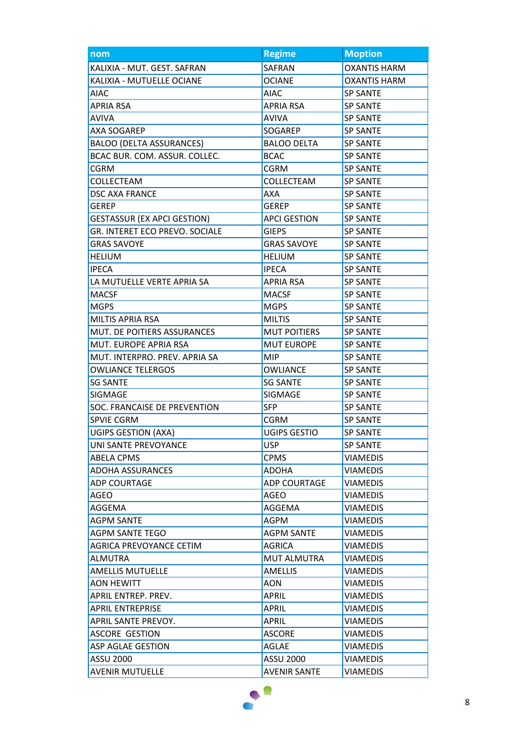| nom | Regime | Moption |
|---|---|---|
| KALIXIA - MUT. GEST. SAFRAN | SAFRAN | OXANTIS HARM |
| KALIXIA - MUTUELLE OCIANE | OCIANE | OXANTIS HARM |
| AIAC | AIAC | SP SANTE |
| APRIA RSA | APRIA RSA | SP SANTE |
| AVIVA | AVIVA | SP SANTE |
| AXA SOGAREP | SOGAREP | SP SANTE |
| BALOO (DELTA ASSURANCES) | BALOO DELTA | SP SANTE |
| BCAC BUR. COM. ASSUR. COLLEC. | BCAC | SP SANTE |
| CGRM | CGRM | SP SANTE |
| COLLECTEAM | COLLECTEAM | SP SANTE |
| DSC AXA FRANCE | AXA | SP SANTE |
| GEREP | GEREP | SP SANTE |
| GESTASSUR (EX APCI GESTION) | APCI GESTION | SP SANTE |
| GR. INTERET ECO PREVO. SOCIALE | GIEPS | SP SANTE |
| GRAS SAVOYE | GRAS SAVOYE | SP SANTE |
| HELIUM | HELIUM | SP SANTE |
| IPECA | IPECA | SP SANTE |
| LA MUTUELLE VERTE APRIA SA | APRIA RSA | SP SANTE |
| MACSF | MACSF | SP SANTE |
| MGPS | MGPS | SP SANTE |
| MILTIS APRIA RSA | MILTIS | SP SANTE |
| MUT. DE POITIERS ASSURANCES | MUT POITIERS | SP SANTE |
| MUT. EUROPE APRIA RSA | MUT EUROPE | SP SANTE |
| MUT. INTERPRO. PREV. APRIA SA | MIP | SP SANTE |
| OWLIANCE TELERGOS | OWLIANCE | SP SANTE |
| SG SANTE | SG SANTE | SP SANTE |
| SIGMAGE | SIGMAGE | SP SANTE |
| SOC. FRANCAISE DE PREVENTION | SFP | SP SANTE |
| SPVIE CGRM | CGRM | SP SANTE |
| UGIPS GESTION (AXA) | UGIPS GESTIO | SP SANTE |
| UNI SANTE PREVOYANCE | USP | SP SANTE |
| ABELA CPMS | CPMS | VIAMEDIS |
| ADOHA ASSURANCES | ADOHA | VIAMEDIS |
| ADP COURTAGE | ADP COURTAGE | VIAMEDIS |
| AGEO | AGEO | VIAMEDIS |
| AGGEMA | AGGEMA | VIAMEDIS |
| AGPM SANTE | AGPM | VIAMEDIS |
| AGPM SANTE TEGO | AGPM SANTE | VIAMEDIS |
| AGRICA PREVOYANCE CETIM | AGRICA | VIAMEDIS |
| ALMUTRA | MUT ALMUTRA | VIAMEDIS |
| AMELLIS MUTUELLE | AMELLIS | VIAMEDIS |
| AON HEWITT | AON | VIAMEDIS |
| APRIL ENTREP. PREV. | APRIL | VIAMEDIS |
| APRIL ENTREPRISE | APRIL | VIAMEDIS |
| APRIL SANTE PREVOY. | APRIL | VIAMEDIS |
| ASCORE GESTION | ASCORE | VIAMEDIS |
| ASP AGLAE GESTION | AGLAE | VIAMEDIS |
| ASSU 2000 | ASSU 2000 | VIAMEDIS |
| AVENIR MUTUELLE | AVENIR SANTE | VIAMEDIS |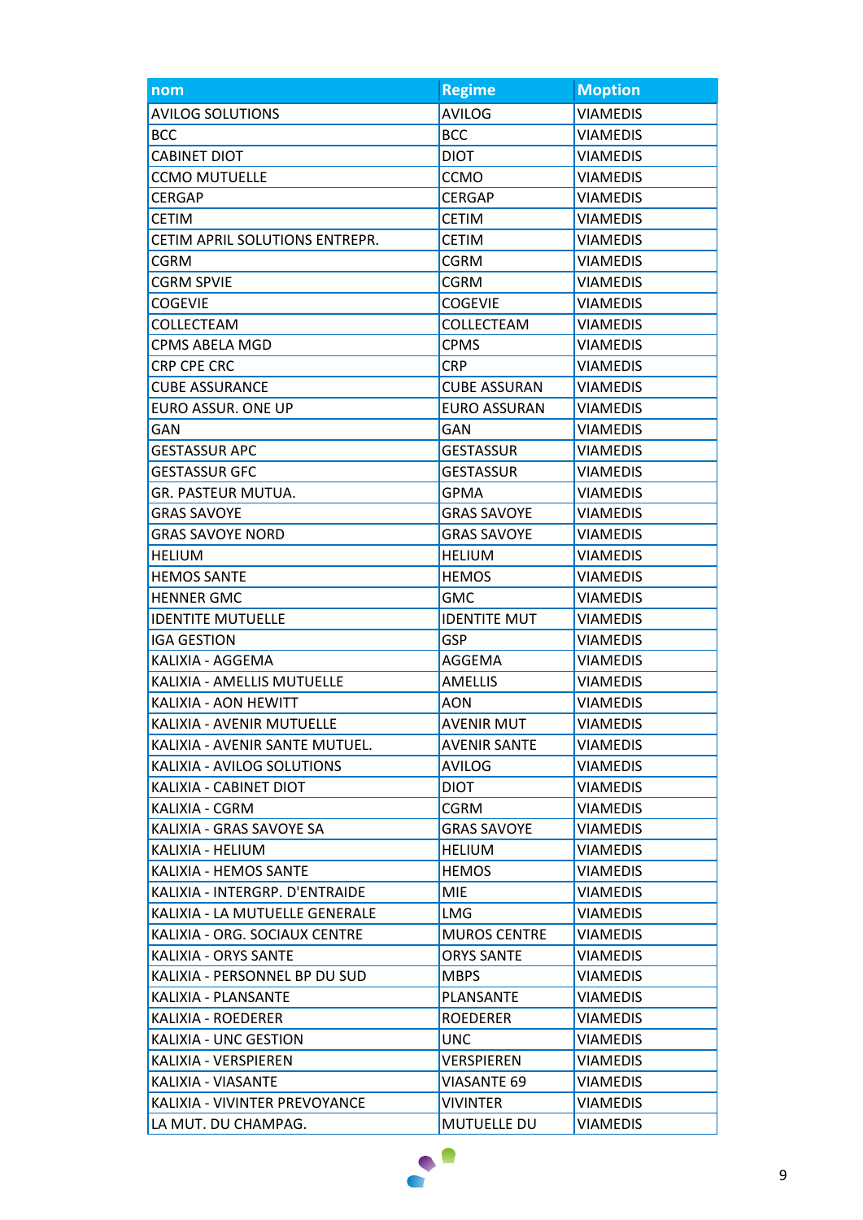| nom | Regime | Moption |
|---|---|---|
| AVILOG SOLUTIONS | AVILOG | VIAMEDIS |
| BCC | BCC | VIAMEDIS |
| CABINET DIOT | DIOT | VIAMEDIS |
| CCMO MUTUELLE | CCMO | VIAMEDIS |
| CERGAP | CERGAP | VIAMEDIS |
| CETIM | CETIM | VIAMEDIS |
| CETIM APRIL SOLUTIONS ENTREPR. | CETIM | VIAMEDIS |
| CGRM | CGRM | VIAMEDIS |
| CGRM SPVIE | CGRM | VIAMEDIS |
| COGEVIE | COGEVIE | VIAMEDIS |
| COLLECTEAM | COLLECTEAM | VIAMEDIS |
| CPMS ABELA MGD | CPMS | VIAMEDIS |
| CRP CPE CRC | CRP | VIAMEDIS |
| CUBE ASSURANCE | CUBE ASSURAN | VIAMEDIS |
| EURO ASSUR. ONE UP | EURO ASSURAN | VIAMEDIS |
| GAN | GAN | VIAMEDIS |
| GESTASSUR APC | GESTASSUR | VIAMEDIS |
| GESTASSUR GFC | GESTASSUR | VIAMEDIS |
| GR. PASTEUR MUTUA. | GPMA | VIAMEDIS |
| GRAS SAVOYE | GRAS SAVOYE | VIAMEDIS |
| GRAS SAVOYE NORD | GRAS SAVOYE | VIAMEDIS |
| HELIUM | HELIUM | VIAMEDIS |
| HEMOS SANTE | HEMOS | VIAMEDIS |
| HENNER GMC | GMC | VIAMEDIS |
| IDENTITE MUTUELLE | IDENTITE MUT | VIAMEDIS |
| IGA GESTION | GSP | VIAMEDIS |
| KALIXIA - AGGEMA | AGGEMA | VIAMEDIS |
| KALIXIA - AMELLIS MUTUELLE | AMELLIS | VIAMEDIS |
| KALIXIA - AON HEWITT | AON | VIAMEDIS |
| KALIXIA - AVENIR MUTUELLE | AVENIR MUT | VIAMEDIS |
| KALIXIA - AVENIR SANTE MUTUEL. | AVENIR SANTE | VIAMEDIS |
| KALIXIA - AVILOG SOLUTIONS | AVILOG | VIAMEDIS |
| KALIXIA - CABINET DIOT | DIOT | VIAMEDIS |
| KALIXIA - CGRM | CGRM | VIAMEDIS |
| KALIXIA - GRAS SAVOYE SA | GRAS SAVOYE | VIAMEDIS |
| KALIXIA - HELIUM | HELIUM | VIAMEDIS |
| KALIXIA - HEMOS SANTE | HEMOS | VIAMEDIS |
| KALIXIA - INTERGRP. D'ENTRAIDE | MIE | VIAMEDIS |
| KALIXIA - LA MUTUELLE GENERALE | LMG | VIAMEDIS |
| KALIXIA - ORG. SOCIAUX CENTRE | MUROS CENTRE | VIAMEDIS |
| KALIXIA - ORYS SANTE | ORYS SANTE | VIAMEDIS |
| KALIXIA - PERSONNEL BP DU SUD | MBPS | VIAMEDIS |
| KALIXIA - PLANSANTE | PLANSANTE | VIAMEDIS |
| KALIXIA - ROEDERER | ROEDERER | VIAMEDIS |
| KALIXIA - UNC GESTION | UNC | VIAMEDIS |
| KALIXIA - VERSPIEREN | VERSPIEREN | VIAMEDIS |
| KALIXIA - VIASANTE | VIASANTE 69 | VIAMEDIS |
| KALIXIA - VIVINTER PREVOYANCE | VIVINTER | VIAMEDIS |
| LA MUT. DU CHAMPAG. | MUTUELLE DU | VIAMEDIS |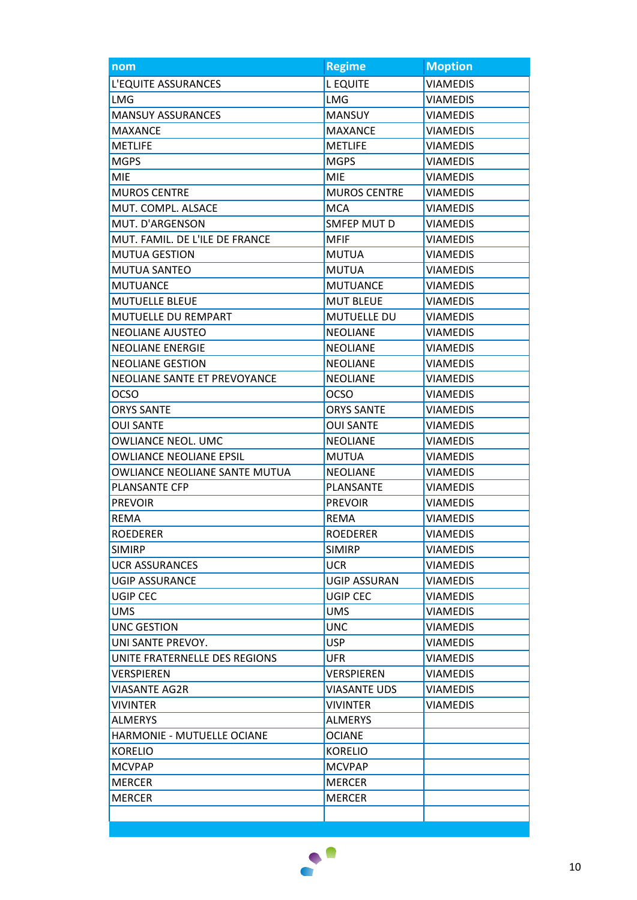| nom | Regime | Moption |
|---|---|---|
| L'EQUITE ASSURANCES | L EQUITE | VIAMEDIS |
| LMG | LMG | VIAMEDIS |
| MANSUY ASSURANCES | MANSUY | VIAMEDIS |
| MAXANCE | MAXANCE | VIAMEDIS |
| METLIFE | METLIFE | VIAMEDIS |
| MGPS | MGPS | VIAMEDIS |
| MIE | MIE | VIAMEDIS |
| MUROS CENTRE | MUROS CENTRE | VIAMEDIS |
| MUT. COMPL. ALSACE | MCA | VIAMEDIS |
| MUT. D'ARGENSON | SMFEP MUT D | VIAMEDIS |
| MUT. FAMIL. DE L'ILE DE FRANCE | MFIF | VIAMEDIS |
| MUTUA GESTION | MUTUA | VIAMEDIS |
| MUTUA SANTEO | MUTUA | VIAMEDIS |
| MUTUANCE | MUTUANCE | VIAMEDIS |
| MUTUELLE BLEUE | MUT BLEUE | VIAMEDIS |
| MUTUELLE DU REMPART | MUTUELLE DU | VIAMEDIS |
| NEOLIANE AJUSTEO | NEOLIANE | VIAMEDIS |
| NEOLIANE ENERGIE | NEOLIANE | VIAMEDIS |
| NEOLIANE GESTION | NEOLIANE | VIAMEDIS |
| NEOLIANE SANTE ET PREVOYANCE | NEOLIANE | VIAMEDIS |
| OCSO | OCSO | VIAMEDIS |
| ORYS SANTE | ORYS SANTE | VIAMEDIS |
| OUI SANTE | OUI SANTE | VIAMEDIS |
| OWLIANCE NEOL. UMC | NEOLIANE | VIAMEDIS |
| OWLIANCE NEOLIANE EPSIL | MUTUA | VIAMEDIS |
| OWLIANCE NEOLIANE SANTE MUTUA | NEOLIANE | VIAMEDIS |
| PLANSANTE CFP | PLANSANTE | VIAMEDIS |
| PREVOIR | PREVOIR | VIAMEDIS |
| REMA | REMA | VIAMEDIS |
| ROEDERER | ROEDERER | VIAMEDIS |
| SIMIRP | SIMIRP | VIAMEDIS |
| UCR ASSURANCES | UCR | VIAMEDIS |
| UGIP ASSURANCE | UGIP ASSURAN | VIAMEDIS |
| UGIP CEC | UGIP CEC | VIAMEDIS |
| UMS | UMS | VIAMEDIS |
| UNC GESTION | UNC | VIAMEDIS |
| UNI SANTE PREVOY. | USP | VIAMEDIS |
| UNITE FRATERNELLE DES REGIONS | UFR | VIAMEDIS |
| VERSPIEREN | VERSPIEREN | VIAMEDIS |
| VIASANTE AG2R | VIASANTE UDS | VIAMEDIS |
| VIVINTER | VIVINTER | VIAMEDIS |
| ALMERYS | ALMERYS | |
| HARMONIE - MUTUELLE OCIANE | OCIANE | |
| KORELIO | KORELIO | |
| MCVPAP | MCVPAP | |
| MERCER | MERCER | |
| MERCER | MERCER | |
| | | |